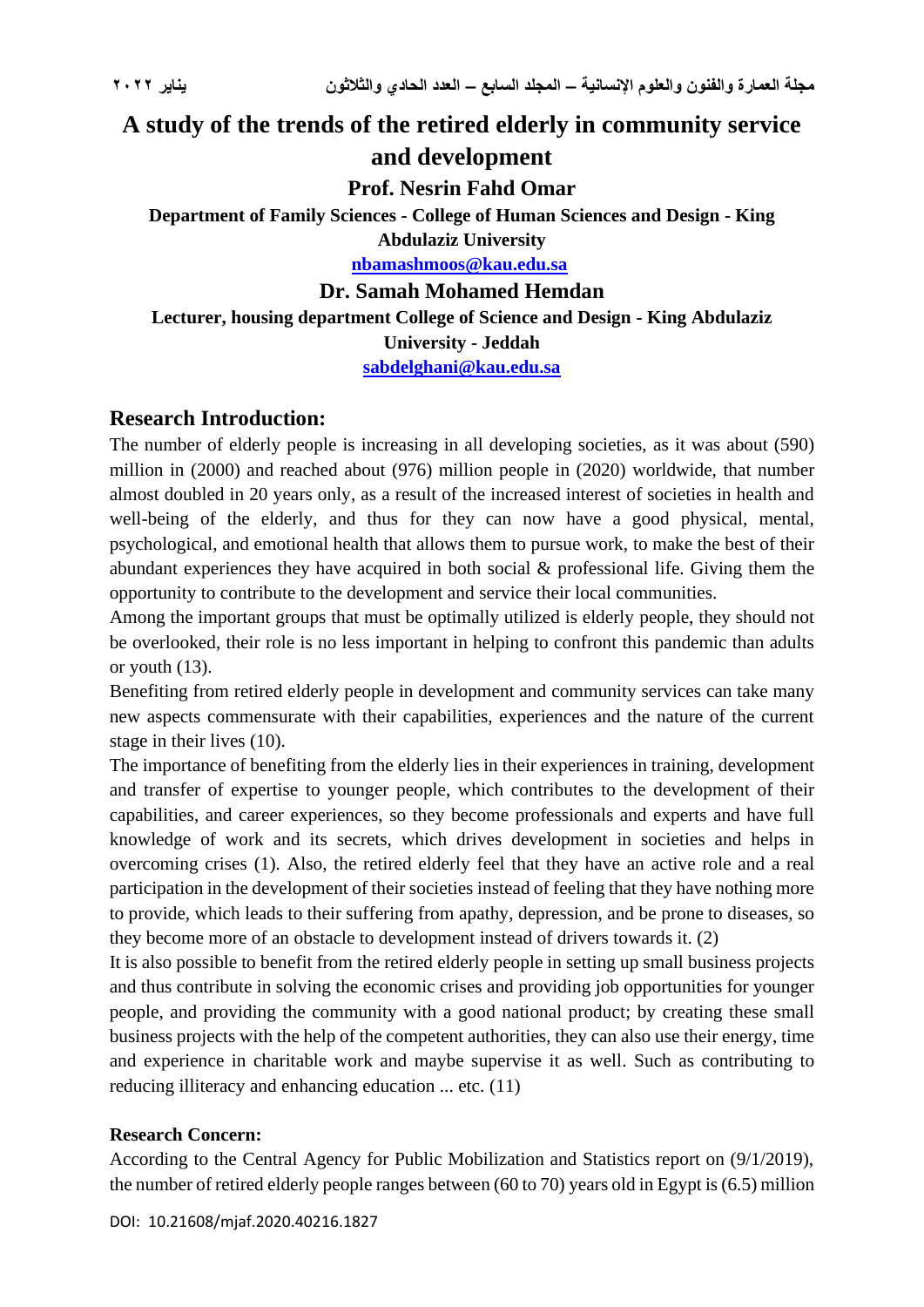# A study of the trends of the retired elderly in community service and development

**Prof. Nesrin Fahd Omar**

**Department of Family Sciences - College of Human Sciences and Design - King Abdulaziz University**

**nbamashmoos@kau.edu.sa**

**Dr. Samah Mohamed Hemdan**

**Lecturer, housing department College of Science and Design - King Abdulaziz University - Jeddah**

**sabdelghani@kau.edu.sa**

## Research Introduction:

The number of elderly people is increasing in all developing societies, as it was about (590) million in (2000) and reached about (976) million people in (2020) worldwide, that number almost doubled in 20 years only, as a result of the increased interest of societies in health and well-being of the elderly, and thus for they can now have a good physical, mental, psychological, and emotional health that allows them to pursue work, to make the best of their abundant experiences they have acquired in both social & professional life. Giving them the opportunity to contribute to the development and service their local communities.

Among the important groups that must be optimally utilized is elderly people, they should not be overlooked, their role is no less important in helping to confront this pandemic than adults or youth (13).

Benefiting from retired elderly people in development and community services can take many new aspects commensurate with their capabilities, experiences and the nature of the current stage in their lives (10).

The importance of benefiting from the elderly lies in their experiences in training, development and transfer of expertise to younger people, which contributes to the development of their capabilities, and career experiences, so they become professionals and experts and have full knowledge of work and its secrets, which drives development in societies and helps in overcoming crises (1). Also, the retired elderly feel that they have an active role and a real participation in the development of their societies instead of feeling that they have nothing more to provide, which leads to their suffering from apathy, depression, and be prone to diseases, so they become more of an obstacle to development instead of drivers towards it. (2)

It is also possible to benefit from the retired elderly people in setting up small business projects and thus contribute in solving the economic crises and providing job opportunities for younger people, and providing the community with a good national product; by creating these small business projects with the help of the competent authorities, they can also use their energy, time and experience in charitable work and maybe supervise it as well. Such as contributing to reducing illiteracy and enhancing education ... etc. (11)

**Research Concern:**

According to the Central Agency for Public Mobilization and Statistics report on (9/1/2019), the number of retired elderly people ranges between (60 to 70) years old in Egypt is (6.5) million

DOI: 10.21608/mjaf.2020.40216.1827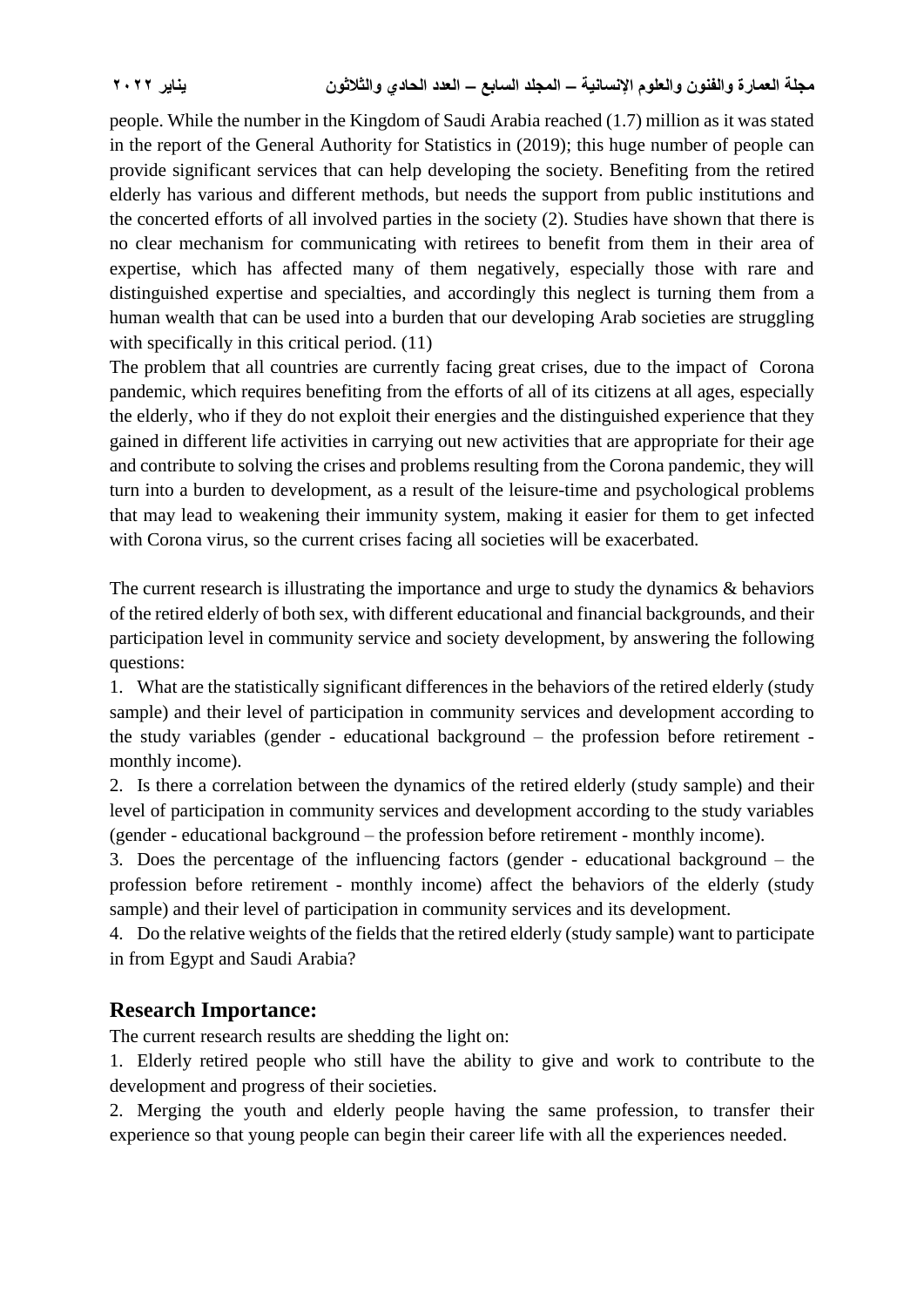people. While the number in the Kingdom of Saudi Arabia reached (1.7) million as it was stated in the report of the General Authority for Statistics in (2019); this huge number of people can provide significant services that can help developing the society. Benefiting from the retired elderly has various and different methods, but needs the support from public institutions and the concerted efforts of all involved parties in the society (2). Studies have shown that there is no clear mechanism for communicating with retirees to benefit from them in their area of expertise, which has affected many of them negatively, especially those with rare and distinguished expertise and specialties, and accordingly this neglect is turning them from a human wealth that can be used into a burden that our developing Arab societies are struggling with specifically in this critical period. (11)

The problem that all countries are currently facing great crises, due to the impact of Corona pandemic, which requires benefiting from the efforts of all of its citizens at all ages, especially the elderly, who if they do not exploit their energies and the distinguished experience that they gained in different life activities in carrying out new activities that are appropriate for their age and contribute to solving the crises and problems resulting from the Corona pandemic, they will turn into a burden to development, as a result of the leisure-time and psychological problems that may lead to weakening their immunity system, making it easier for them to get infected with Corona virus, so the current crises facing all societies will be exacerbated.

The current research is illustrating the importance and urge to study the dynamics & behaviors of the retired elderly of both sex, with different educational and financial backgrounds, and their participation level in community service and society development, by answering the following questions:

1. What are the statistically significant differences in the behaviors of the retired elderly (study sample) and their level of participation in community services and development according to the study variables (gender - educational background – the profession before retirement - monthly income).
2. Is there a correlation between the dynamics of the retired elderly (study sample) and their level of participation in community services and development according to the study variables (gender - educational background – the profession before retirement - monthly income).
3. Does the percentage of the influencing factors (gender - educational background – the profession before retirement - monthly income) affect the behaviors of the elderly (study sample) and their level of participation in community services and its development.
4. Do the relative weights of the fields that the retired elderly (study sample) want to participate in from Egypt and Saudi Arabia?

## Research Importance:

The current research results are shedding the light on:

1. Elderly retired people who still have the ability to give and work to contribute to the development and progress of their societies.
2. Merging the youth and elderly people having the same profession, to transfer their experience so that young people can begin their career life with all the experiences needed.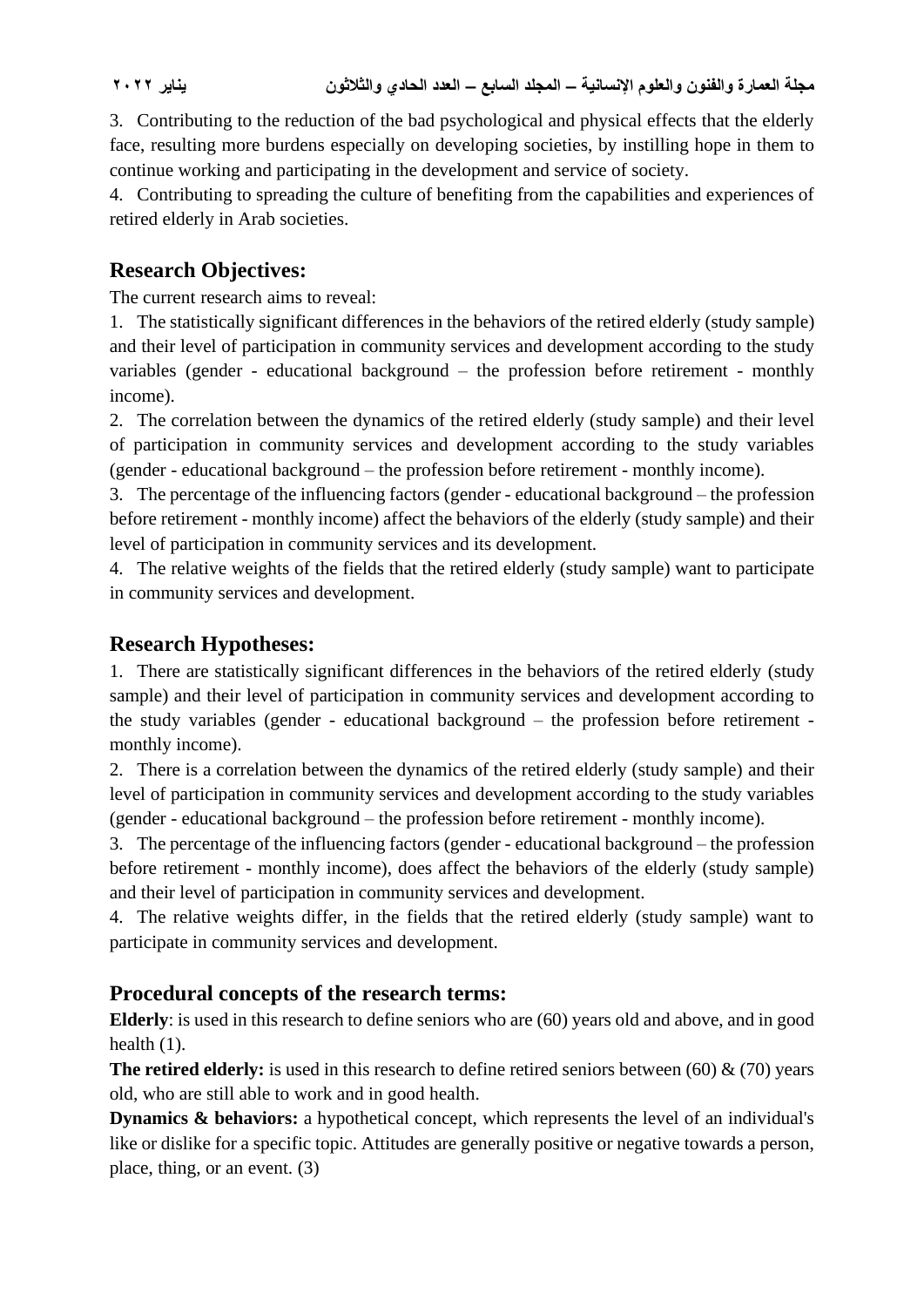3. Contributing to the reduction of the bad psychological and physical effects that the elderly face, resulting more burdens especially on developing societies, by instilling hope in them to continue working and participating in the development and service of society.

4. Contributing to spreading the culture of benefiting from the capabilities and experiences of retired elderly in Arab societies.

## Research Objectives:

The current research aims to reveal:

1. The statistically significant differences in the behaviors of the retired elderly (study sample) and their level of participation in community services and development according to the study variables (gender - educational background – the profession before retirement - monthly income).
2. The correlation between the dynamics of the retired elderly (study sample) and their level of participation in community services and development according to the study variables (gender - educational background – the profession before retirement - monthly income).
3. The percentage of the influencing factors (gender - educational background – the profession before retirement - monthly income) affect the behaviors of the elderly (study sample) and their level of participation in community services and its development.
4. The relative weights of the fields that the retired elderly (study sample) want to participate in community services and development.

## Research Hypotheses:

1. There are statistically significant differences in the behaviors of the retired elderly (study sample) and their level of participation in community services and development according to the study variables (gender - educational background – the profession before retirement - monthly income).
2. There is a correlation between the dynamics of the retired elderly (study sample) and their level of participation in community services and development according to the study variables (gender - educational background – the profession before retirement - monthly income).
3. The percentage of the influencing factors (gender - educational background – the profession before retirement - monthly income), does affect the behaviors of the elderly (study sample) and their level of participation in community services and development.
4. The relative weights differ, in the fields that the retired elderly (study sample) want to participate in community services and development.

## Procedural concepts of the research terms:

**Elderly**: is used in this research to define seniors who are (60) years old and above, and in good health (1).

**The retired elderly:** is used in this research to define retired seniors between (60) & (70) years old, who are still able to work and in good health.

**Dynamics & behaviors:** a hypothetical concept, which represents the level of an individual's like or dislike for a specific topic. Attitudes are generally positive or negative towards a person, place, thing, or an event. (3)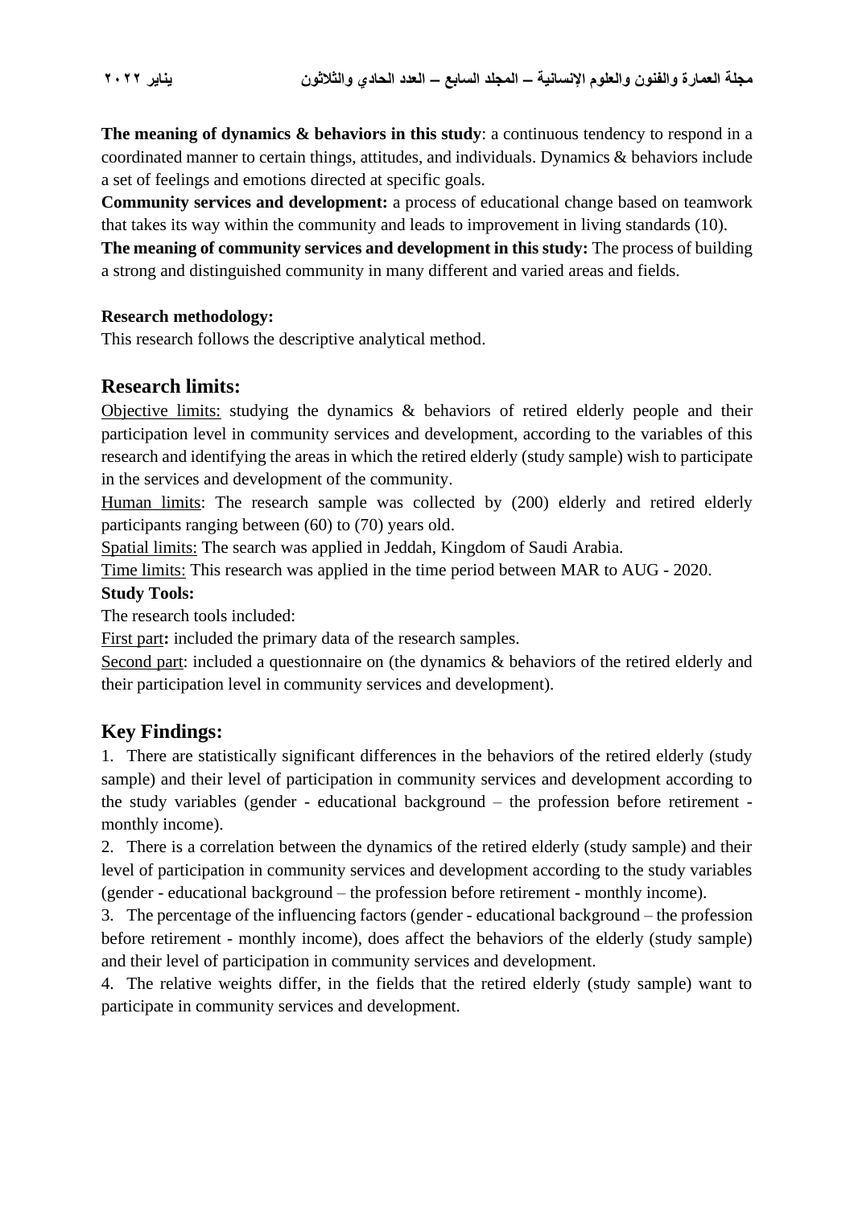**The meaning of dynamics & behaviors in this study**: a continuous tendency to respond in a coordinated manner to certain things, attitudes, and individuals. Dynamics & behaviors include a set of feelings and emotions directed at specific goals.

**Community services and development:** a process of educational change based on teamwork that takes its way within the community and leads to improvement in living standards (10).

**The meaning of community services and development in this study:** The process of building a strong and distinguished community in many different and varied areas and fields.

**Research methodology:**

This research follows the descriptive analytical method.

## Research limits:

Objective limits: studying the dynamics & behaviors of retired elderly people and their participation level in community services and development, according to the variables of this research and identifying the areas in which the retired elderly (study sample) wish to participate in the services and development of the community.

Human limits: The research sample was collected by (200) elderly and retired elderly participants ranging between (60) to (70) years old.

Spatial limits: The search was applied in Jeddah, Kingdom of Saudi Arabia.

Time limits: This research was applied in the time period between MAR to AUG - 2020.

**Study Tools:**

The research tools included:

First part**:** included the primary data of the research samples.

Second part: included a questionnaire on (the dynamics & behaviors of the retired elderly and their participation level in community services and development).

## Key Findings:

1. There are statistically significant differences in the behaviors of the retired elderly (study sample) and their level of participation in community services and development according to the study variables (gender - educational background – the profession before retirement - monthly income).
2. There is a correlation between the dynamics of the retired elderly (study sample) and their level of participation in community services and development according to the study variables (gender - educational background – the profession before retirement - monthly income).
3. The percentage of the influencing factors (gender - educational background – the profession before retirement - monthly income), does affect the behaviors of the elderly (study sample) and their level of participation in community services and development.
4. The relative weights differ, in the fields that the retired elderly (study sample) want to participate in community services and development.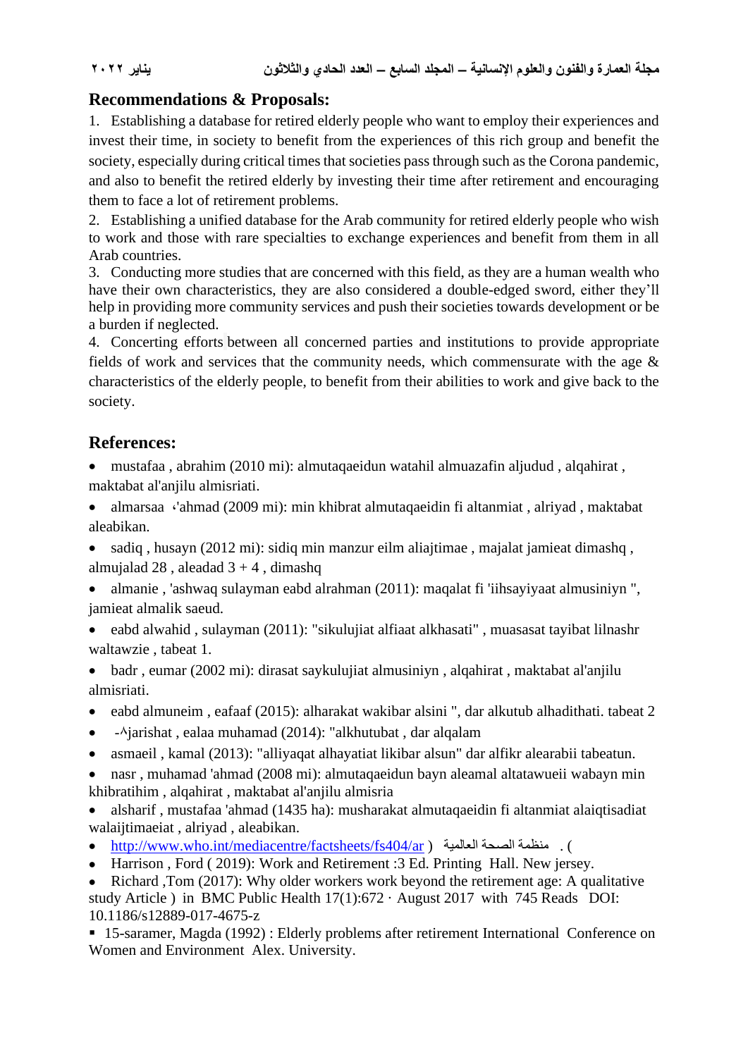## Recommendations & Proposals:

1. Establishing a database for retired elderly people who want to employ their experiences and invest their time, in society to benefit from the experiences of this rich group and benefit the society, especially during critical times that societies pass through such as the Corona pandemic, and also to benefit the retired elderly by investing their time after retirement and encouraging them to face a lot of retirement problems.
2. Establishing a unified database for the Arab community for retired elderly people who wish to work and those with rare specialties to exchange experiences and benefit from them in all Arab countries.
3. Conducting more studies that are concerned with this field, as they are a human wealth who have their own characteristics, they are also considered a double-edged sword, either they'll help in providing more community services and push their societies towards development or be a burden if neglected.
4. Concerting efforts between all concerned parties and institutions to provide appropriate fields of work and services that the community needs, which commensurate with the age & characteristics of the elderly people, to benefit from their abilities to work and give back to the society.

## References:

- mustafaa , abrahim (2010 mi): almutaqaeidun watahil almuazafin aljudud , alqahirat , maktabat al'anjilu almisriati.
- almarsaa ،'ahmad (2009 mi): min khibrat almutaqaeidin fi altanmiat , alriyad , maktabat aleabikan.
- sadiq , husayn (2012 mi): sidiq min manzur eilm aliajtimae , majalat jamieat dimashq , almujalad 28 , aleadad 3 + 4 , dimashq
- almanie , 'ashwaq sulayman eabd alrahman (2011): maqalat fi 'iihsayiyaat almusiniyn ", jamieat almalik saeud.
- eabd alwahid , sulayman (2011): "sikulujiat alfiaat alkhasati" , muasasat tayibat lilnashr waltawzie , tabeat 1.
- badr , eumar (2002 mi): dirasat saykulujiat almusiniyn , alqahirat , maktabat al'anjilu almisriati.
- eabd almuneim , eafaaf (2015): alharakat wakibar alsini ", dar alkutub alhadithati. tabeat 2
- -^jarishat , ealaa muhamad (2014): "alkhutubat , dar alqalam
- asmaeil , kamal (2013): "alliyaqat alhayatiat likibar alsun" dar alfikr alearabii tabeatun.
- nasr , muhamad 'ahmad (2008 mi): almutaqaeidun bayn aleamal altatawueii wabayn min khibratihim , alqahirat , maktabat al'anjilu almisria
- alsharif , mustafaa 'ahmad (1435 ha): musharakat almutaqaeidin fi altanmiat alaiqtisadiat walaijtimaeiat , alriyad , aleabikan.
- http://www.who.int/mediacentre/factsheets/fs404/ar ) منظمة الصحة العالمية ) .
- Harrison , Ford ( 2019): Work and Retirement :3 Ed. Printing Hall. New jersey.
- Richard ,Tom (2017): Why older workers work beyond the retirement age: A qualitative study Article ) in BMC Public Health 17(1):672 · August 2017 with 745 Reads DOI: 10.1186/s12889-017-4675-z
- 15-saramer, Magda (1992) : Elderly problems after retirement International Conference on Women and Environment Alex. University.